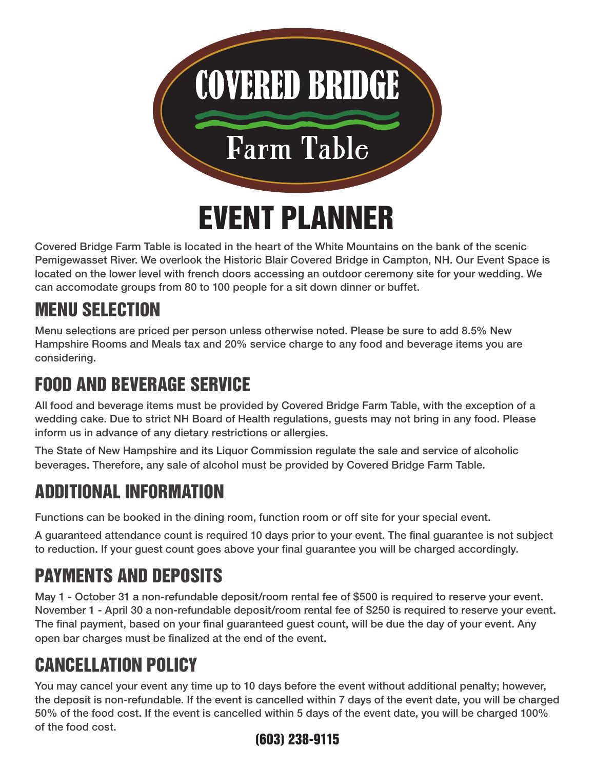# COVERED BRIDGE Farm Table

# EVENT PLANNER

Covered Bridge Farm Table is located in the heart of the White Mountains on the bank of the scenic Pemigewasset River. We overlook the Historic Blair Covered Bridge in Campton, NH. Our Event Space is located on the lower level with french doors accessing an outdoor ceremony site for your wedding. We can accomodate groups from 80 to 100 people for a sit down dinner or buffet.

## MENU SELECTION

Menu selections are priced per person unless otherwise noted. Please be sure to add 8.5% New Hampshire Rooms and Meals tax and 20% service charge to any food and beverage items you are considering.

## FOOD AND BEVERAGE SERVICE

All food and beverage items must be provided by Covered Bridge Farm Table, with the exception of a wedding cake. Due to strict NH Board of Health regulations, guests may not bring in any food. Please inform us in advance of any dietary restrictions or allergies.

The State of New Hampshire and its Liquor Commission regulate the sale and service of alcoholic beverages. Therefore, any sale of alcohol must be provided by Covered Bridge Farm Table.

## ADDITIONAL INFORMATION

Functions can be booked in the dining room, function room or off site for your special event.

A guaranteed attendance count is required 10 days prior to your event. The final guarantee is not subject to reduction. If your guest count goes above your final guarantee you will be charged accordingly.

## PAYMENTS AND DEPOSITS

May 1 - October 31 a non-refundable deposit/room rental fee of $500 is required to reserve your event. November 1 - April 30 a non-refundable deposit/room rental fee of $250 is required to reserve your event. The final payment, based on your final guaranteed guest count, will be due the day of your event. Any open bar charges must be finalized at the end of the event.

## CANCELLATION POLICY

You may cancel your event any time up to 10 days before the event without additional penalty; however, the deposit is non-refundable. If the event is cancelled within 7 days of the event date, you will be charged 50% of the food cost. If the event is cancelled within 5 days of the event date, you will be charged 100% of the food cost.

**(603) 238-9115**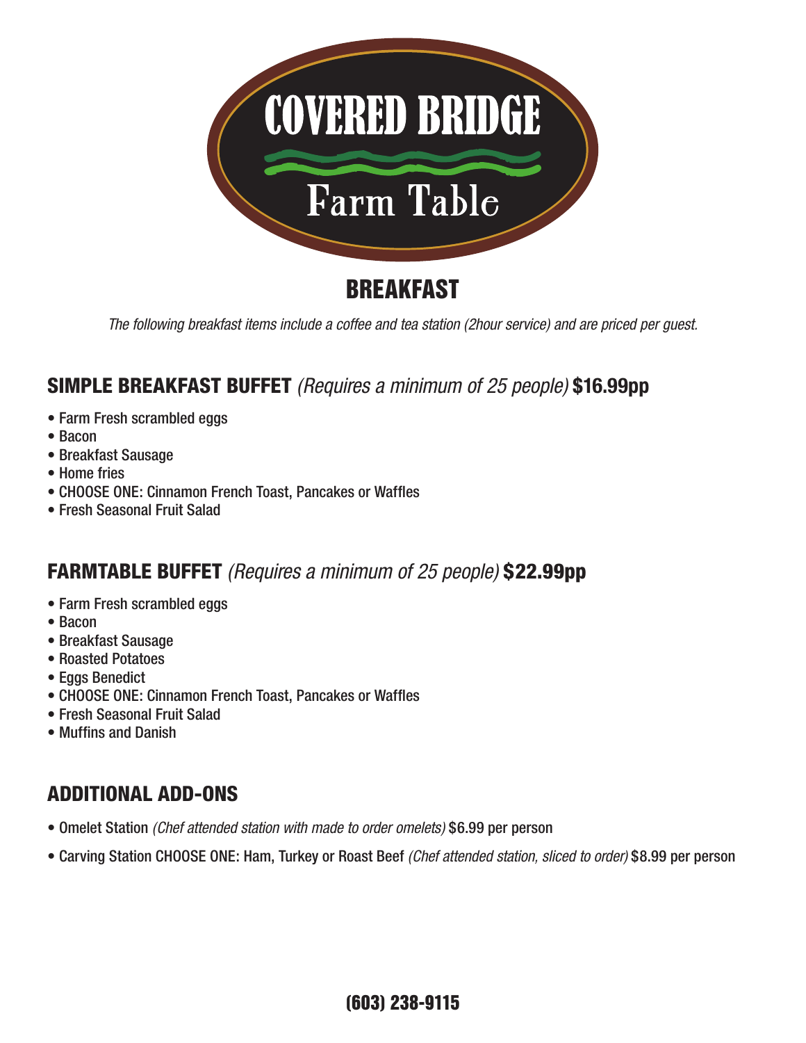# COVERED BRIDGE

Farm Table

## BREAKFAST

*The following breakfast items include a coffee and tea station (2hour service) and are priced per guest.*

### SIMPLE BREAKFAST BUFFET *(Requires a minimum of 25 people)* **$16.99pp**

- Farm Fresh scrambled eggs
- Bacon
- Breakfast Sausage
- Home fries
- CHOOSE ONE: Cinnamon French Toast, Pancakes or Waffles
- Fresh Seasonal Fruit Salad

### FARMTABLE BUFFET *(Requires a minimum of 25 people)* **$22.99pp**

- Farm Fresh scrambled eggs
- Bacon
- Breakfast Sausage
- Roasted Potatoes
- Eggs Benedict
- CHOOSE ONE: Cinnamon French Toast, Pancakes or Waffles
- Fresh Seasonal Fruit Salad
- Muffins and Danish

### ADDITIONAL ADD-ONS

- Omelet Station *(Chef attended station with made to order omelets)* $6.99 per person
- Carving Station CHOOSE ONE: Ham, Turkey or Roast Beef *(Chef attended station, sliced to order)* $8.99 per person

**(603) 238-9115**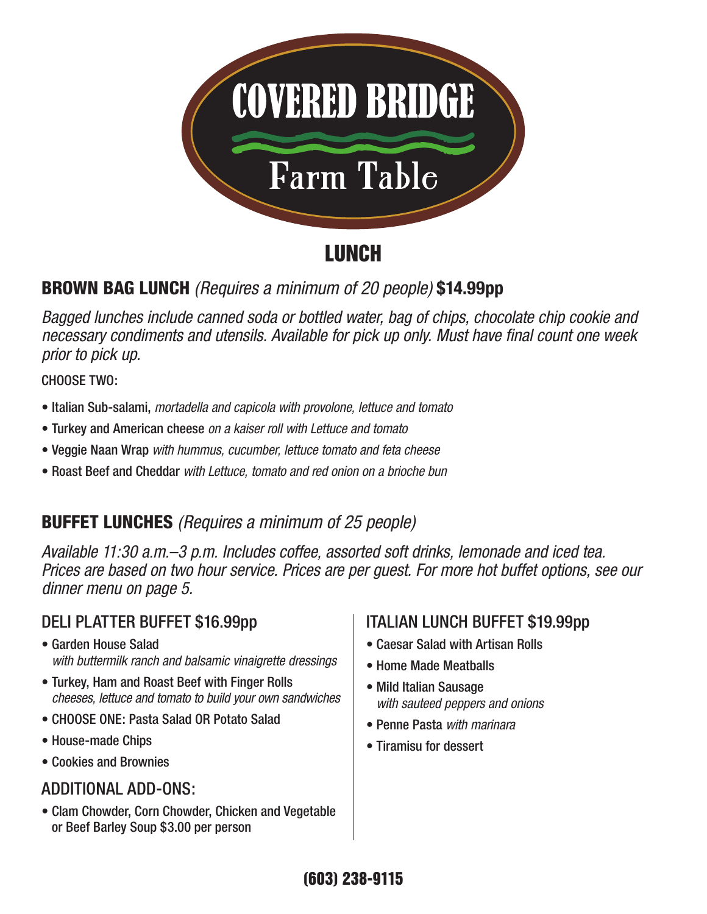# COVERED BRIDGE

## Farm Table

# LUNCH

## BROWN BAG LUNCH *(Requires a minimum of 20 people)* $14.99pp

*Bagged lunches include canned soda or bottled water, bag of chips, chocolate chip cookie and necessary condiments and utensils. Available for pick up only. Must have final count one week prior to pick up.*

CHOOSE TWO:

- Italian Sub-salami, *mortadella and capicola with provolone, lettuce and tomato*
- Turkey and American cheese *on a kaiser roll with Lettuce and tomato*
- Veggie Naan Wrap *with hummus, cucumber, lettuce tomato and feta cheese*
- Roast Beef and Cheddar *with Lettuce, tomato and red onion on a brioche bun*

## BUFFET LUNCHES *(Requires a minimum of 25 people)*

*Available 11:30 a.m.–3 p.m. Includes coffee, assorted soft drinks, lemonade and iced tea. Prices are based on two hour service. Prices are per guest. For more hot buffet options, see our dinner menu on page 5.*

### DELI PLATTER BUFFET $16.99pp

- Garden House Salad
  *with buttermilk ranch and balsamic vinaigrette dressings*
- Turkey, Ham and Roast Beef with Finger Rolls
  *cheeses, lettuce and tomato to build your own sandwiches*
- CHOOSE ONE: Pasta Salad OR Potato Salad
- House-made Chips
- Cookies and Brownies

### ADDITIONAL ADD-ONS:

- Clam Chowder, Corn Chowder, Chicken and Vegetable or Beef Barley Soup $3.00 per person

### ITALIAN LUNCH BUFFET $19.99pp

- Caesar Salad with Artisan Rolls
- Home Made Meatballs
- Mild Italian Sausage
  *with sauteed peppers and onions*
- Penne Pasta *with marinara*
- Tiramisu for dessert

**(603) 238-9115**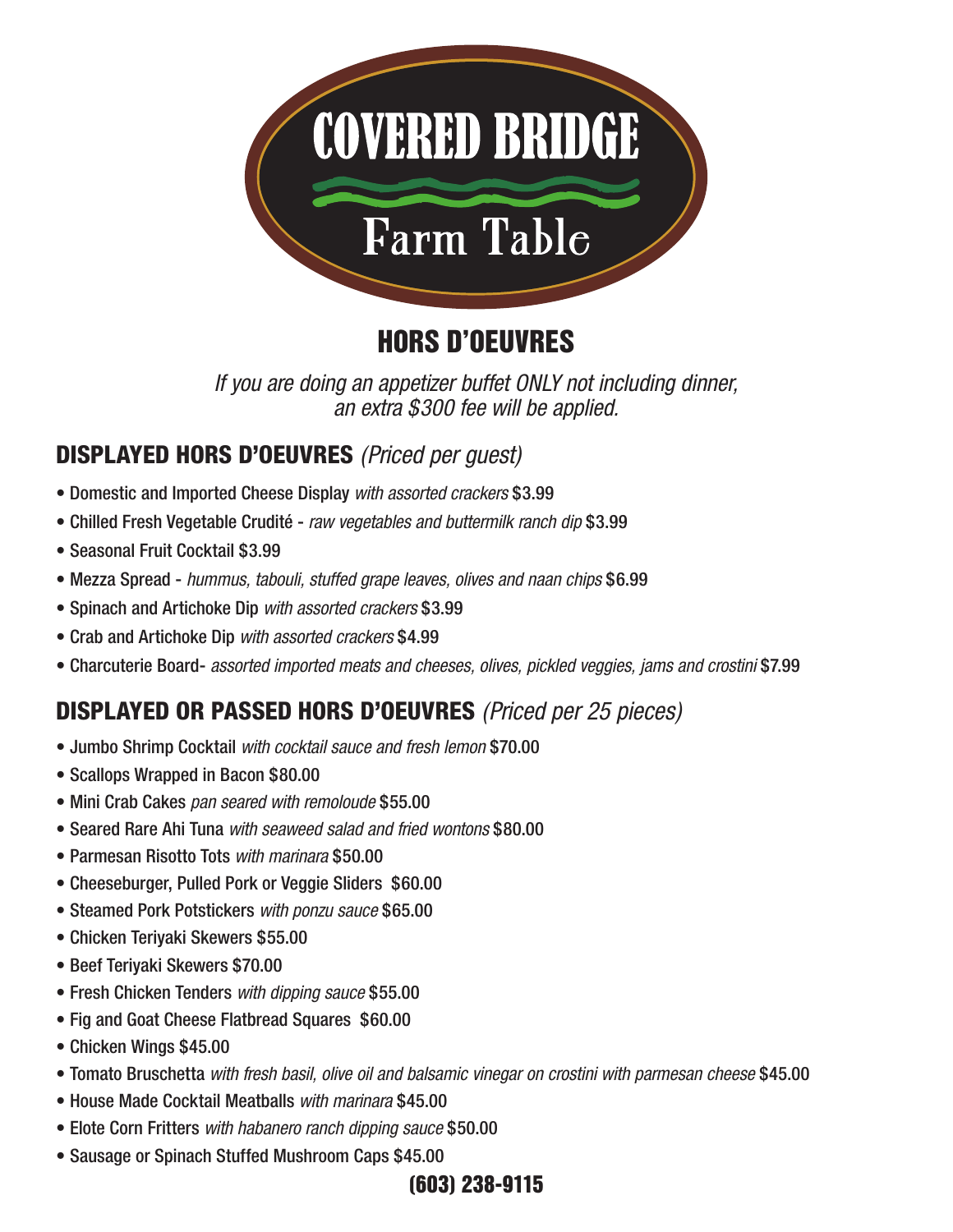# COVERED BRIDGE

## Farm Table

## HORS D'OEUVRES

*If you are doing an appetizer buffet ONLY not including dinner, an extra $300 fee will be applied.*

### DISPLAYED HORS D'OEUVRES *(Priced per guest)*

- Domestic and Imported Cheese Display *with assorted crackers* $3.99
- Chilled Fresh Vegetable Crudité - *raw vegetables and buttermilk ranch dip* $3.99
- Seasonal Fruit Cocktail $3.99
- Mezza Spread - *hummus, tabouli, stuffed grape leaves, olives and naan chips* $6.99
- Spinach and Artichoke Dip *with assorted crackers* $3.99
- Crab and Artichoke Dip *with assorted crackers* $4.99
- Charcuterie Board- *assorted imported meats and cheeses, olives, pickled veggies, jams and crostini* $7.99

### DISPLAYED OR PASSED HORS D'OEUVRES *(Priced per 25 pieces)*

- Jumbo Shrimp Cocktail *with cocktail sauce and fresh lemon* $70.00
- Scallops Wrapped in Bacon $80.00
- Mini Crab Cakes *pan seared with remoloude* $55.00
- Seared Rare Ahi Tuna *with seaweed salad and fried wontons* $80.00
- Parmesan Risotto Tots *with marinara* $50.00
- Cheeseburger, Pulled Pork or Veggie Sliders $60.00
- Steamed Pork Potstickers *with ponzu sauce* $65.00
- Chicken Teriyaki Skewers $55.00
- Beef Teriyaki Skewers $70.00
- Fresh Chicken Tenders *with dipping sauce* $55.00
- Fig and Goat Cheese Flatbread Squares $60.00
- Chicken Wings $45.00
- Tomato Bruschetta *with fresh basil, olive oil and balsamic vinegar on crostini with parmesan cheese* $45.00
- House Made Cocktail Meatballs *with marinara* $45.00
- Elote Corn Fritters *with habanero ranch dipping sauce* $50.00
- Sausage or Spinach Stuffed Mushroom Caps $45.00

**(603) 238-9115**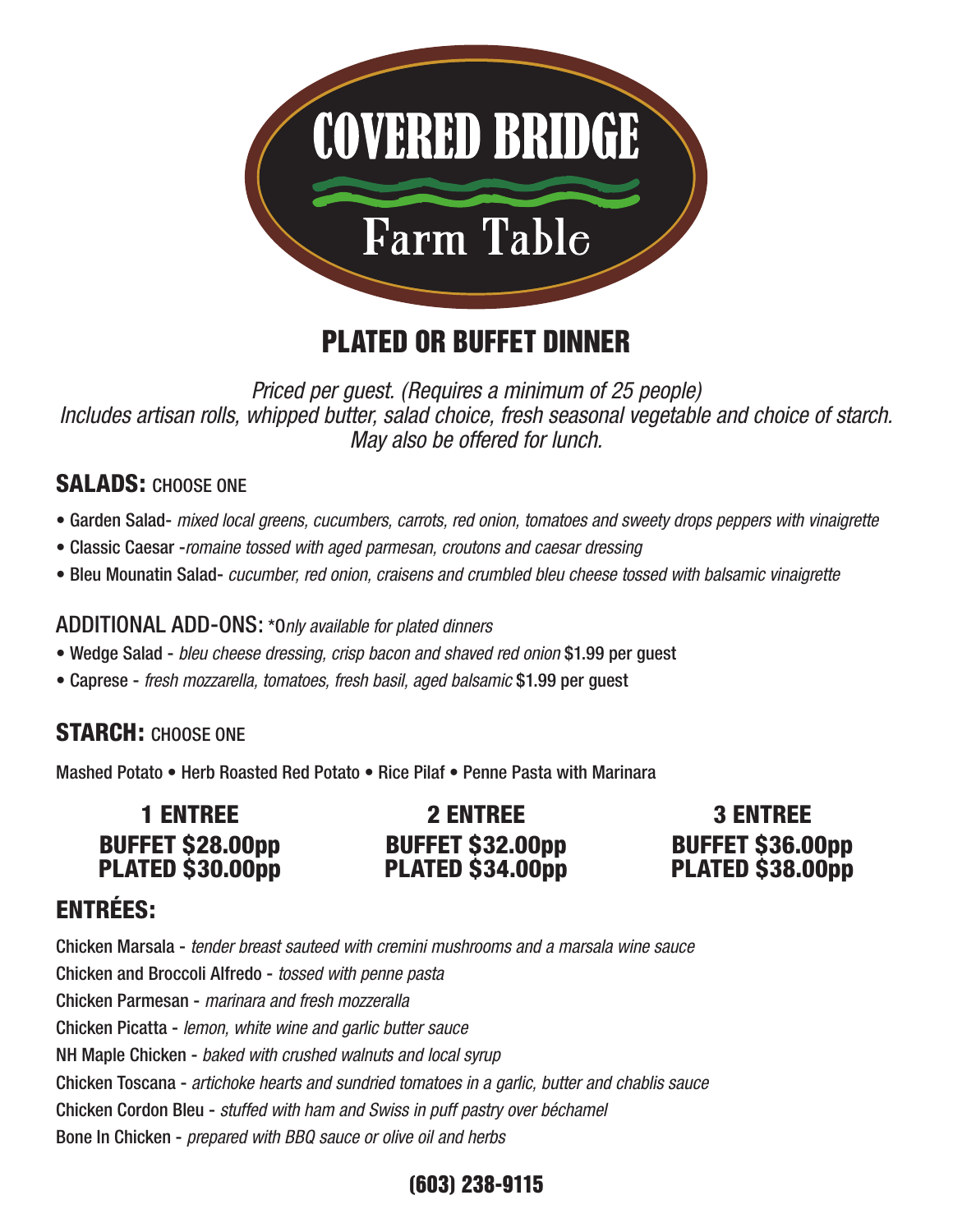# COVERED BRIDGE

# Farm Table

## PLATED OR BUFFET DINNER

*Priced per guest. (Requires a minimum of 25 people)*
*Includes artisan rolls, whipped butter, salad choice, fresh seasonal vegetable and choice of starch.*
*May also be offered for lunch.*

### SALADS: CHOOSE ONE

- Garden Salad- *mixed local greens, cucumbers, carrots, red onion, tomatoes and sweety drops peppers with vinaigrette*
- Classic Caesar -*romaine tossed with aged parmesan, croutons and caesar dressing*
- Bleu Mounatin Salad- *cucumber, red onion, craisens and crumbled bleu cheese tossed with balsamic vinaigrette*

### ADDITIONAL ADD-ONS: *\*Only available for plated dinners*

- Wedge Salad - *bleu cheese dressing, crisp bacon and shaved red onion* $1.99 per guest
- Caprese - *fresh mozzarella, tomatoes, fresh basil, aged balsamic* $1.99 per guest

### STARCH: CHOOSE ONE

Mashed Potato • Herb Roasted Red Potato • Rice Pilaf • Penne Pasta with Marinara

| 1 ENTREE | 2 ENTREE | 3 ENTREE |
|---|---|---|
| **BUFFET $28.00pp** | **BUFFET $32.00pp** | **BUFFET $36.00pp** |
| **PLATED $30.00pp** | **PLATED $34.00pp** | **PLATED $38.00pp** |

### ENTRÉES:

Chicken Marsala - *tender breast sauteed with cremini mushrooms and a marsala wine sauce*

Chicken and Broccoli Alfredo - *tossed with penne pasta*

Chicken Parmesan - *marinara and fresh mozzeralla*

Chicken Picatta - *lemon, white wine and garlic butter sauce*

NH Maple Chicken - *baked with crushed walnuts and local syrup*

Chicken Toscana - *artichoke hearts and sundried tomatoes in a garlic, butter and chablis sauce*

Chicken Cordon Bleu - *stuffed with ham and Swiss in puff pastry over béchamel*

Bone In Chicken - *prepared with BBQ sauce or olive oil and herbs*

**(603) 238-9115**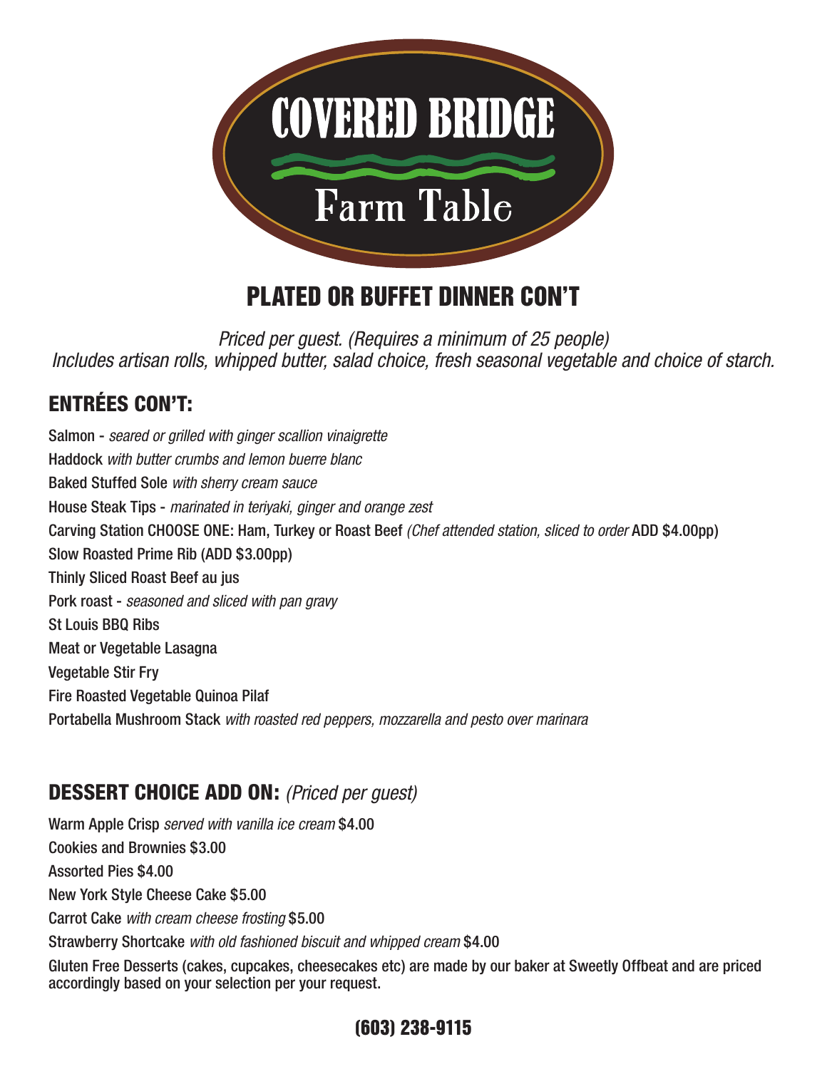# COVERED BRIDGE

## Farm Table

## PLATED OR BUFFET DINNER CON'T

*Priced per guest. (Requires a minimum of 25 people)*
*Includes artisan rolls, whipped butter, salad choice, fresh seasonal vegetable and choice of starch.*

### ENTRÉES CON'T:

Salmon - *seared or grilled with ginger scallion vinaigrette*
Haddock *with butter crumbs and lemon buerre blanc*
Baked Stuffed Sole *with sherry cream sauce*
House Steak Tips - *marinated in teriyaki, ginger and orange zest*
Carving Station CHOOSE ONE: Ham, Turkey or Roast Beef *(Chef attended station, sliced to order* ADD $4.00pp)
Slow Roasted Prime Rib (ADD $3.00pp)
Thinly Sliced Roast Beef au jus
Pork roast - *seasoned and sliced with pan gravy*
St Louis BBQ Ribs
Meat or Vegetable Lasagna
Vegetable Stir Fry
Fire Roasted Vegetable Quinoa Pilaf
Portabella Mushroom Stack *with roasted red peppers, mozzarella and pesto over marinara*

### DESSERT CHOICE ADD ON: *(Priced per guest)*

Warm Apple Crisp *served with vanilla ice cream* $4.00
Cookies and Brownies $3.00
Assorted Pies $4.00
New York Style Cheese Cake $5.00
Carrot Cake *with cream cheese frosting* $5.00
Strawberry Shortcake *with old fashioned biscuit and whipped cream* $4.00
Gluten Free Desserts (cakes, cupcakes, cheesecakes etc) are made by our baker at Sweetly Offbeat and are priced accordingly based on your selection per your request.

**(603) 238-9115**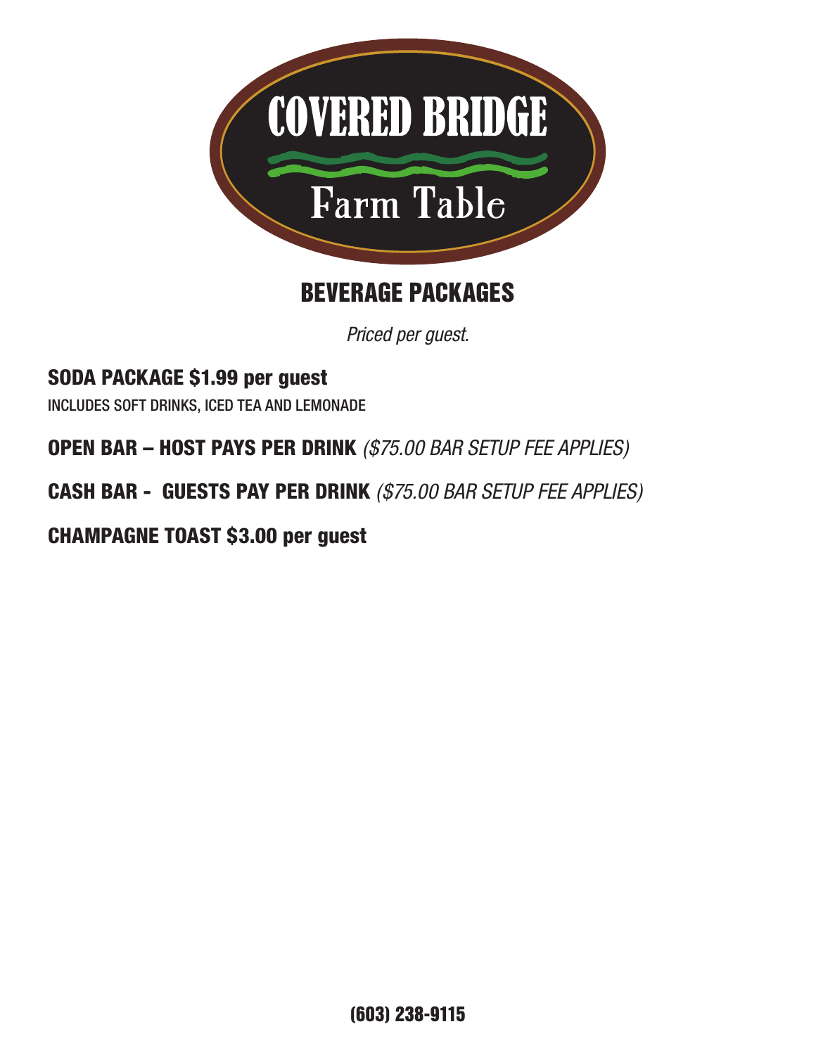# COVERED BRIDGE

Farm Table

## BEVERAGE PACKAGES

*Priced per guest.*

**SODA PACKAGE $1.99 per guest**

INCLUDES SOFT DRINKS, ICED TEA AND LEMONADE

**OPEN BAR – HOST PAYS PER DRINK** *($75.00 BAR SETUP FEE APPLIES)*

**CASH BAR - GUESTS PAY PER DRINK** *($75.00 BAR SETUP FEE APPLIES)*

**CHAMPAGNE TOAST $3.00 per guest**

**(603) 238-9115**